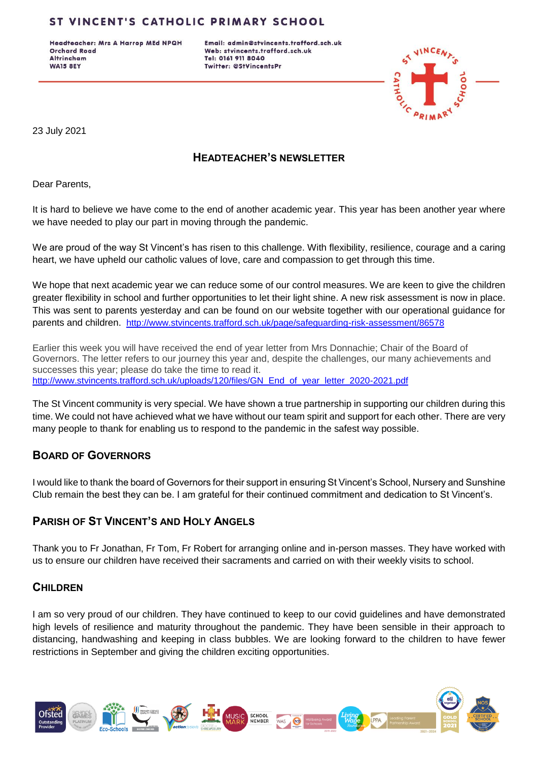# ST VINCENT'S CATHOLIC PRIMARY SCHOOL

**Headteacher: Mrs A Harrop MEd NPQH**
**Orchard Road**
**Altrincham**
**WA15 8EY**

**Email: admin@stvincents.trafford.sch.uk**
**Web: stvincents.trafford.sch.uk**
**Tel: 0161 911 8040**
**Twitter: @StVincentsPr**

23 July 2021

## HEADTEACHER'S NEWSLETTER

Dear Parents,

It is hard to believe we have come to the end of another academic year. This year has been another year where we have needed to play our part in moving through the pandemic.

We are proud of the way St Vincent's has risen to this challenge. With flexibility, resilience, courage and a caring heart, we have upheld our catholic values of love, care and compassion to get through this time.

We hope that next academic year we can reduce some of our control measures. We are keen to give the children greater flexibility in school and further opportunities to let their light shine. A new risk assessment is now in place. This was sent to parents yesterday and can be found on our website together with our operational guidance for parents and children. http://www.stvincents.trafford.sch.uk/page/safeguarding-risk-assessment/86578

Earlier this week you will have received the end of year letter from Mrs Donnachie; Chair of the Board of Governors. The letter refers to our journey this year and, despite the challenges, our many achievements and successes this year; please do take the time to read it.
http://www.stvincents.trafford.sch.uk/uploads/120/files/GN_End_of_year_letter_2020-2021.pdf

The St Vincent community is very special. We have shown a true partnership in supporting our children during this time. We could not have achieved what we have without our team spirit and support for each other. There are very many people to thank for enabling us to respond to the pandemic in the safest way possible.

### BOARD OF GOVERNORS

I would like to thank the board of Governors for their support in ensuring St Vincent's School, Nursery and Sunshine Club remain the best they can be. I am grateful for their continued commitment and dedication to St Vincent's.

### PARISH OF ST VINCENT'S AND HOLY ANGELS

Thank you to Fr Jonathan, Fr Tom, Fr Robert for arranging online and in-person masses. They have worked with us to ensure our children have received their sacraments and carried on with their weekly visits to school.

### CHILDREN

I am so very proud of our children. They have continued to keep to our covid guidelines and have demonstrated high levels of resilience and maturity throughout the pandemic. They have been sensible in their approach to distancing, handwashing and keeping in class bubbles. We are looking forward to the children to have fewer restrictions in September and giving the children exciting opportunities.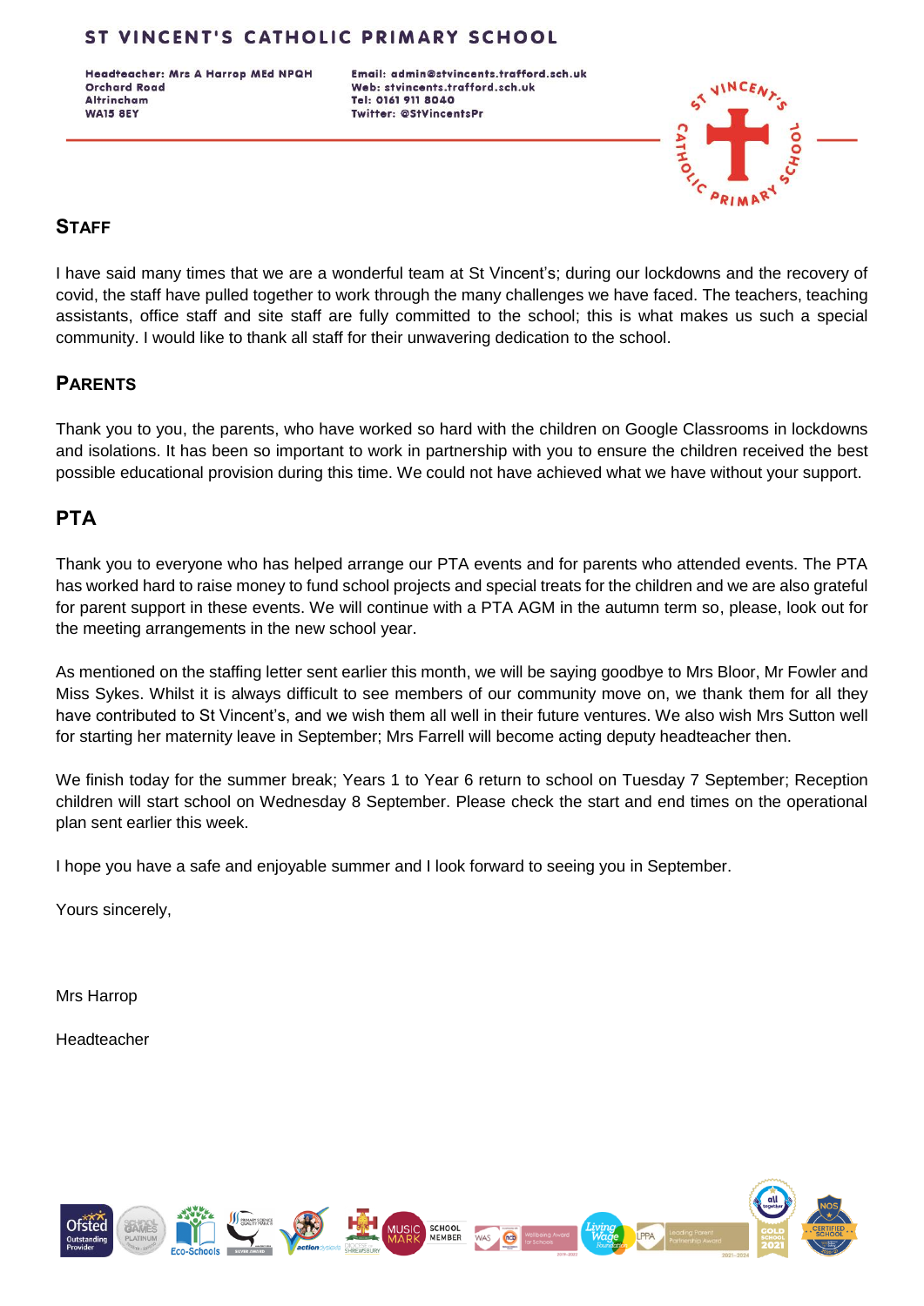# ST VINCENT'S CATHOLIC PRIMARY SCHOOL

**Headteacher: Mrs A Harrop MEd NPQH**
**Orchard Road**
**Altrincham**
**WA15 8EY**

**Email: admin@stvincents.trafford.sch.uk**
**Web: stvincents.trafford.sch.uk**
**Tel: 0161 911 8040**
**Twitter: @StVincentsPr**

## STAFF

I have said many times that we are a wonderful team at St Vincent's; during our lockdowns and the recovery of covid, the staff have pulled together to work through the many challenges we have faced. The teachers, teaching assistants, office staff and site staff are fully committed to the school; this is what makes us such a special community. I would like to thank all staff for their unwavering dedication to the school.

## PARENTS

Thank you to you, the parents, who have worked so hard with the children on Google Classrooms in lockdowns and isolations. It has been so important to work in partnership with you to ensure the children received the best possible educational provision during this time. We could not have achieved what we have without your support.

## PTA

Thank you to everyone who has helped arrange our PTA events and for parents who attended events. The PTA has worked hard to raise money to fund school projects and special treats for the children and we are also grateful for parent support in these events. We will continue with a PTA AGM in the autumn term so, please, look out for the meeting arrangements in the new school year.

As mentioned on the staffing letter sent earlier this month, we will be saying goodbye to Mrs Bloor, Mr Fowler and Miss Sykes. Whilst it is always difficult to see members of our community move on, we thank them for all they have contributed to St Vincent's, and we wish them all well in their future ventures. We also wish Mrs Sutton well for starting her maternity leave in September; Mrs Farrell will become acting deputy headteacher then.

We finish today for the summer break; Years 1 to Year 6 return to school on Tuesday 7 September; Reception children will start school on Wednesday 8 September. Please check the start and end times on the operational plan sent earlier this week.

I hope you have a safe and enjoyable summer and I look forward to seeing you in September.

Yours sincerely,

Mrs Harrop

Headteacher